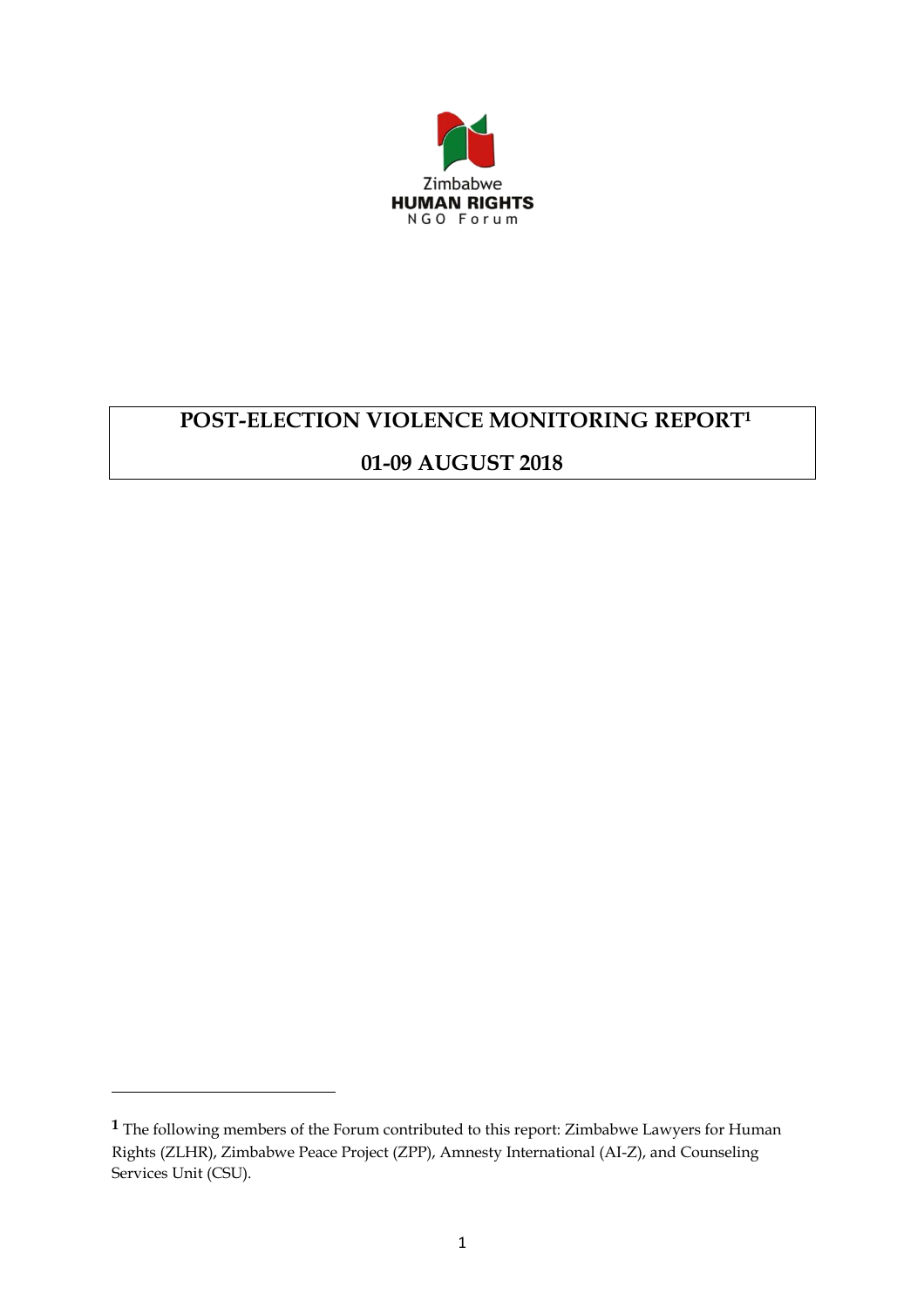Zimbabwe
**HUMAN RIGHTS**
NGO Forum

# POST-ELECTION VIOLENCE MONITORING REPORT[1]

# 01-09 AUGUST 2018

---

[1] The following members of the Forum contributed to this report: Zimbabwe Lawyers for Human Rights (ZLHR), Zimbabwe Peace Project (ZPP), Amnesty International (AI-Z), and Counseling Services Unit (CSU).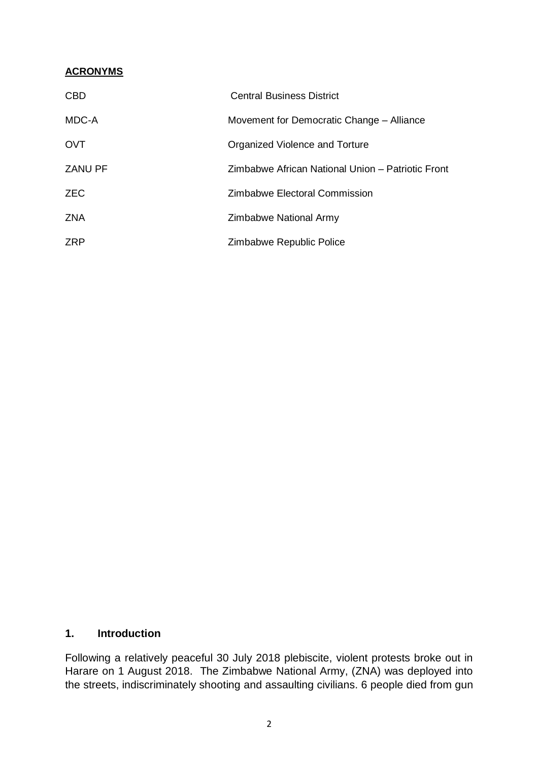**ACRONYMS**

| | |
|---|---|
| CBD | Central Business District |
| MDC-A | Movement for Democratic Change – Alliance |
| OVT | Organized Violence and Torture |
| ZANU PF | Zimbabwe African National Union – Patriotic Front |
| ZEC | Zimbabwe Electoral Commission |
| ZNA | Zimbabwe National Army |
| ZRP | Zimbabwe Republic Police |

## 1. Introduction

Following a relatively peaceful 30 July 2018 plebiscite, violent protests broke out in Harare on 1 August 2018. The Zimbabwe National Army, (ZNA) was deployed into the streets, indiscriminately shooting and assaulting civilians. 6 people died from gun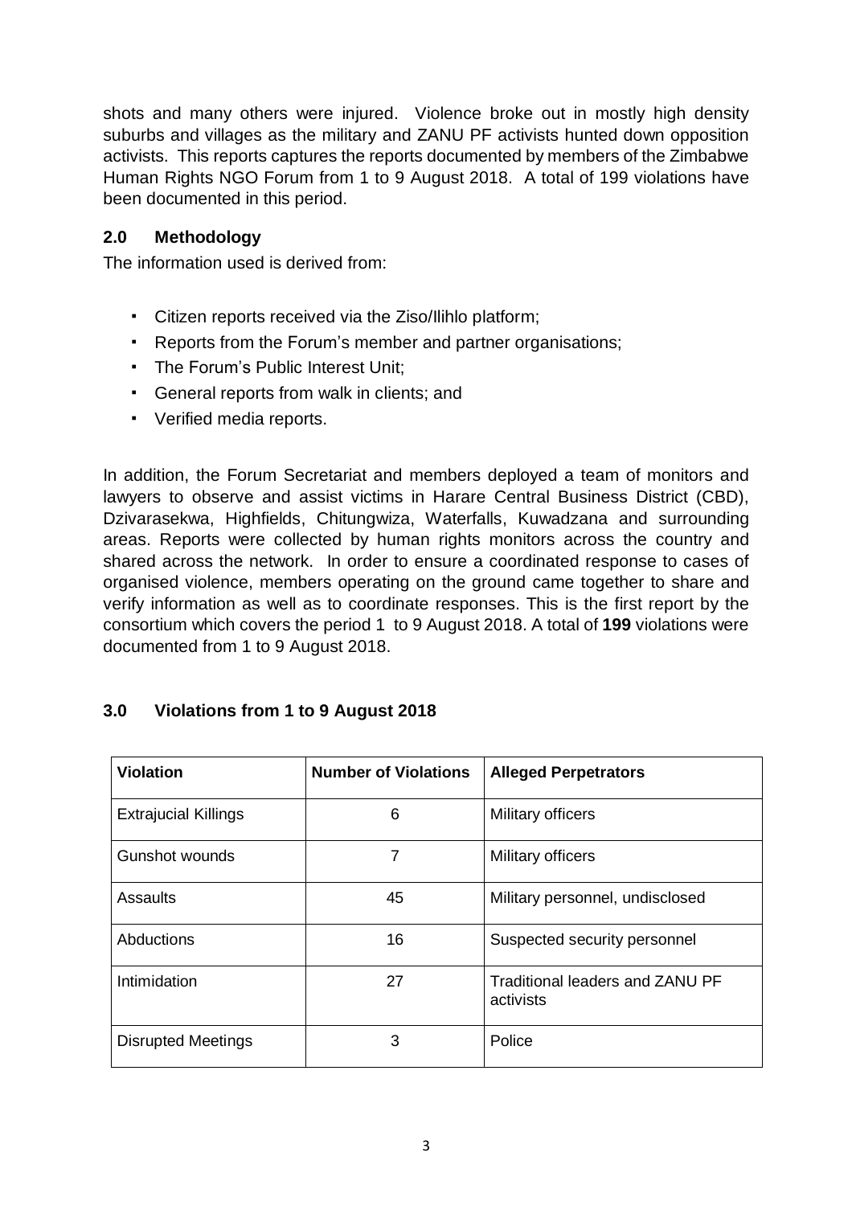shots and many others were injured. Violence broke out in mostly high density suburbs and villages as the military and ZANU PF activists hunted down opposition activists. This reports captures the reports documented by members of the Zimbabwe Human Rights NGO Forum from 1 to 9 August 2018. A total of 199 violations have been documented in this period.

## 2.0 Methodology

The information used is derived from:

- Citizen reports received via the Ziso/Ilihlo platform;
- Reports from the Forum's member and partner organisations;
- The Forum's Public Interest Unit;
- General reports from walk in clients; and
- Verified media reports.

In addition, the Forum Secretariat and members deployed a team of monitors and lawyers to observe and assist victims in Harare Central Business District (CBD), Dzivarasekwa, Highfields, Chitungwiza, Waterfalls, Kuwadzana and surrounding areas. Reports were collected by human rights monitors across the country and shared across the network. In order to ensure a coordinated response to cases of organised violence, members operating on the ground came together to share and verify information as well as to coordinate responses. This is the first report by the consortium which covers the period 1 to 9 August 2018. A total of **199** violations were documented from 1 to 9 August 2018.

## 3.0 Violations from 1 to 9 August 2018

| Violation | Number of Violations | Alleged Perpetrators |
|---|---|---|
| Extrajucial Killings | 6 | Military officers |
| Gunshot wounds | 7 | Military officers |
| Assaults | 45 | Military personnel, undisclosed |
| Abductions | 16 | Suspected security personnel |
| Intimidation | 27 | Traditional leaders and ZANU PF activists |
| Disrupted Meetings | 3 | Police |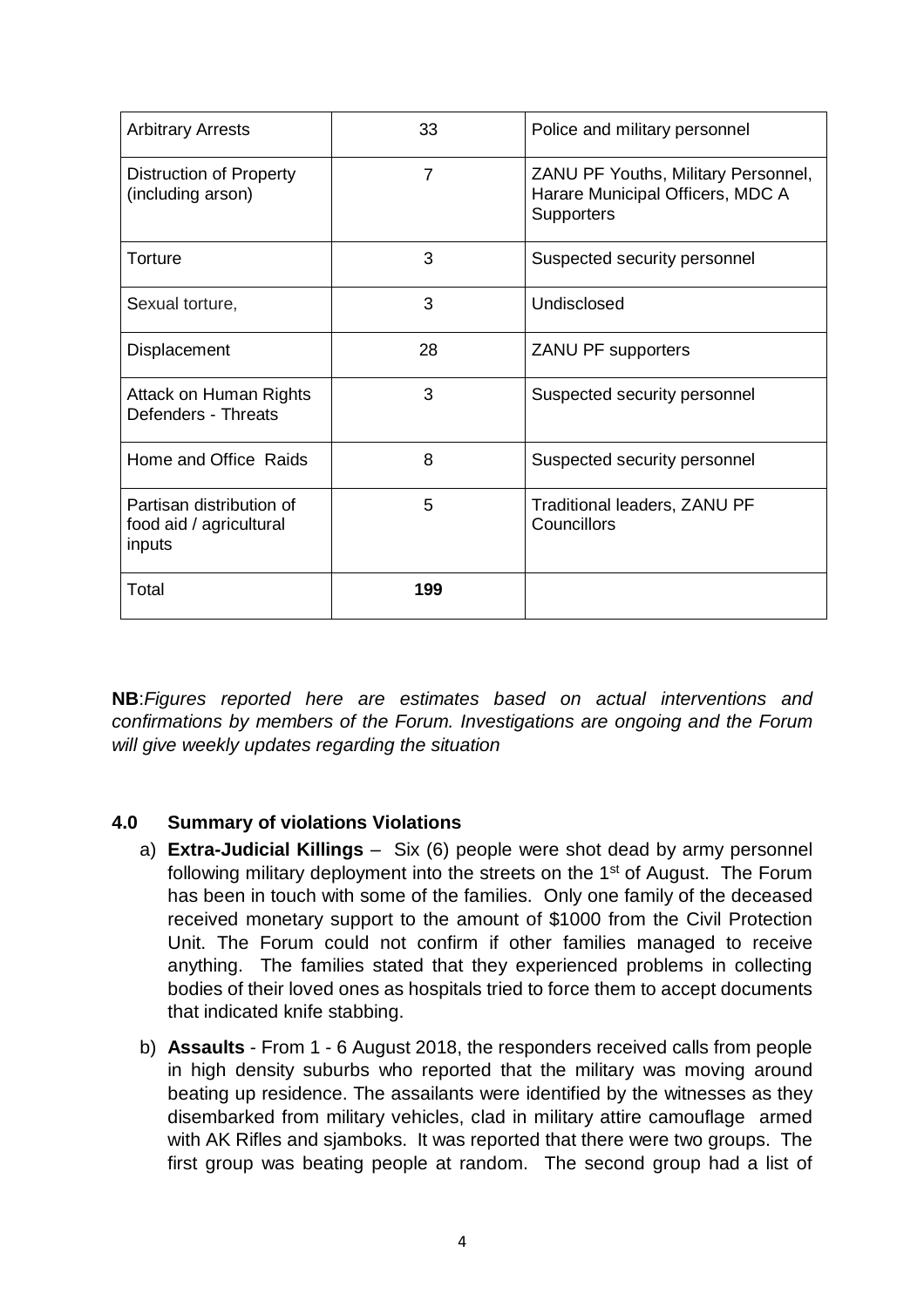| Arbitrary Arrests | 33 | Police and military personnel |
|---|---|---|
| Distruction of Property (including arson) | 7 | ZANU PF Youths, Military Personnel, Harare Municipal Officers, MDC A Supporters |
| Torture | 3 | Suspected security personnel |
| Sexual torture, | 3 | Undisclosed |
| Displacement | 28 | ZANU PF supporters |
| Attack on Human Rights Defenders - Threats | 3 | Suspected security personnel |
| Home and Office Raids | 8 | Suspected security personnel |
| Partisan distribution of food aid / agricultural inputs | 5 | Traditional leaders, ZANU PF Councillors |
| Total | **199** | |

**NB**:*Figures reported here are estimates based on actual interventions and confirmations by members of the Forum. Investigations are ongoing and the Forum will give weekly updates regarding the situation*

## 4.0 Summary of violations Violations

a) **Extra-Judicial Killings** – Six (6) people were shot dead by army personnel following military deployment into the streets on the 1st of August. The Forum has been in touch with some of the families. Only one family of the deceased received monetary support to the amount of $1000 from the Civil Protection Unit. The Forum could not confirm if other families managed to receive anything. The families stated that they experienced problems in collecting bodies of their loved ones as hospitals tried to force them to accept documents that indicated knife stabbing.

b) **Assaults** - From 1 - 6 August 2018, the responders received calls from people in high density suburbs who reported that the military was moving around beating up residence. The assailants were identified by the witnesses as they disembarked from military vehicles, clad in military attire camouflage armed with AK Rifles and sjamboks. It was reported that there were two groups. The first group was beating people at random. The second group had a list of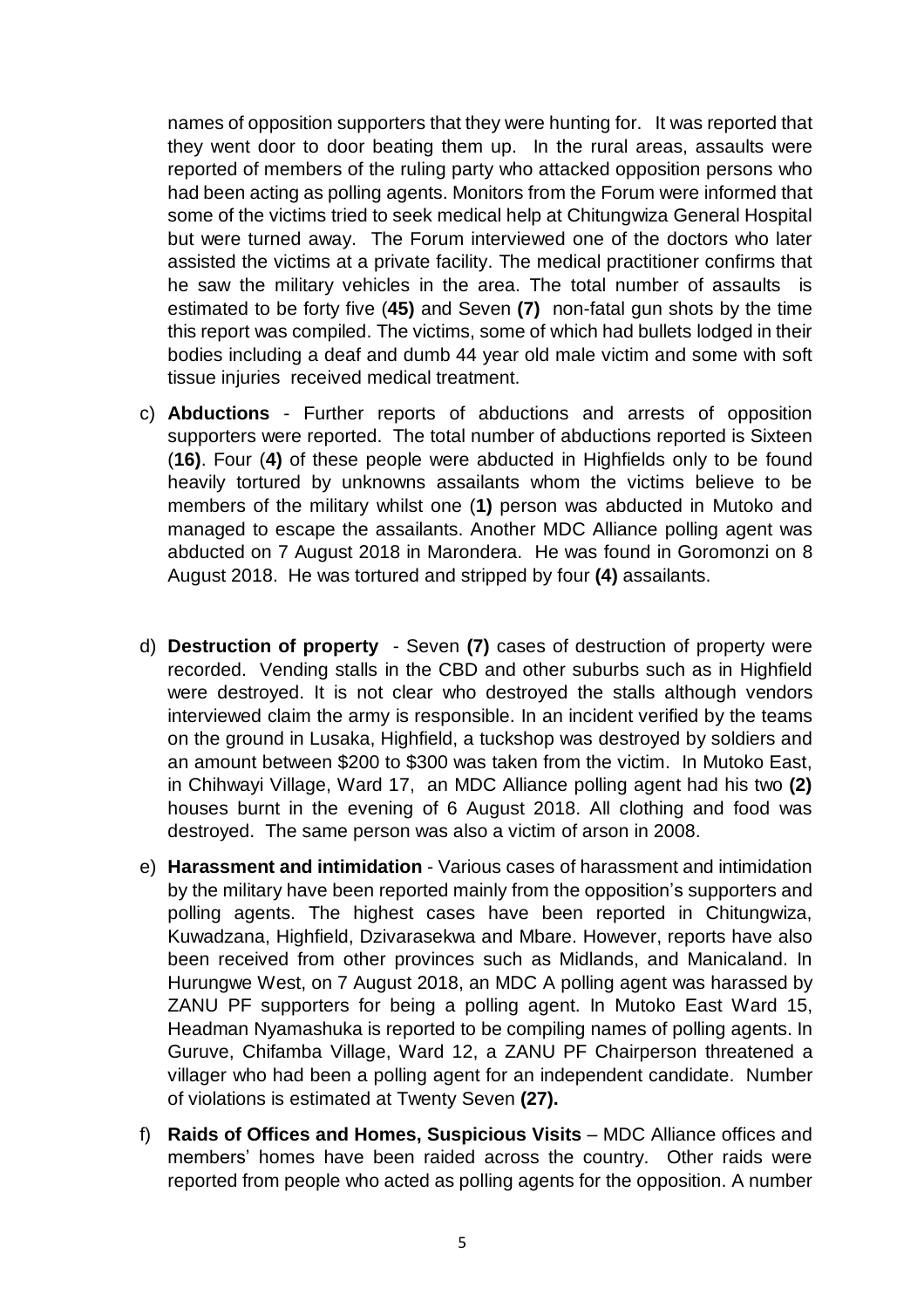names of opposition supporters that they were hunting for. It was reported that they went door to door beating them up. In the rural areas, assaults were reported of members of the ruling party who attacked opposition persons who had been acting as polling agents. Monitors from the Forum were informed that some of the victims tried to seek medical help at Chitungwiza General Hospital but were turned away. The Forum interviewed one of the doctors who later assisted the victims at a private facility. The medical practitioner confirms that he saw the military vehicles in the area. The total number of assaults is estimated to be forty five (**45**) and Seven **(7)** non-fatal gun shots by the time this report was compiled. The victims, some of which had bullets lodged in their bodies including a deaf and dumb 44 year old male victim and some with soft tissue injuries received medical treatment.

c) **Abductions** - Further reports of abductions and arrests of opposition supporters were reported. The total number of abductions reported is Sixteen (**16)**. Four (**4)** of these people were abducted in Highfields only to be found heavily tortured by unknowns assailants whom the victims believe to be members of the military whilst one (**1)** person was abducted in Mutoko and managed to escape the assailants. Another MDC Alliance polling agent was abducted on 7 August 2018 in Marondera. He was found in Goromonzi on 8 August 2018. He was tortured and stripped by four **(4)** assailants.

d) **Destruction of property** - Seven **(7)** cases of destruction of property were recorded. Vending stalls in the CBD and other suburbs such as in Highfield were destroyed. It is not clear who destroyed the stalls although vendors interviewed claim the army is responsible. In an incident verified by the teams on the ground in Lusaka, Highfield, a tuckshop was destroyed by soldiers and an amount between $200 to $300 was taken from the victim. In Mutoko East, in Chihwayi Village, Ward 17, an MDC Alliance polling agent had his two **(2)** houses burnt in the evening of 6 August 2018. All clothing and food was destroyed. The same person was also a victim of arson in 2008.

e) **Harassment and intimidation** - Various cases of harassment and intimidation by the military have been reported mainly from the opposition's supporters and polling agents. The highest cases have been reported in Chitungwiza, Kuwadzana, Highfield, Dzivarasekwa and Mbare. However, reports have also been received from other provinces such as Midlands, and Manicaland. In Hurungwe West, on 7 August 2018, an MDC A polling agent was harassed by ZANU PF supporters for being a polling agent. In Mutoko East Ward 15, Headman Nyamashuka is reported to be compiling names of polling agents. In Guruve, Chifamba Village, Ward 12, a ZANU PF Chairperson threatened a villager who had been a polling agent for an independent candidate. Number of violations is estimated at Twenty Seven **(27).**

f) **Raids of Offices and Homes, Suspicious Visits** – MDC Alliance offices and members' homes have been raided across the country. Other raids were reported from people who acted as polling agents for the opposition. A number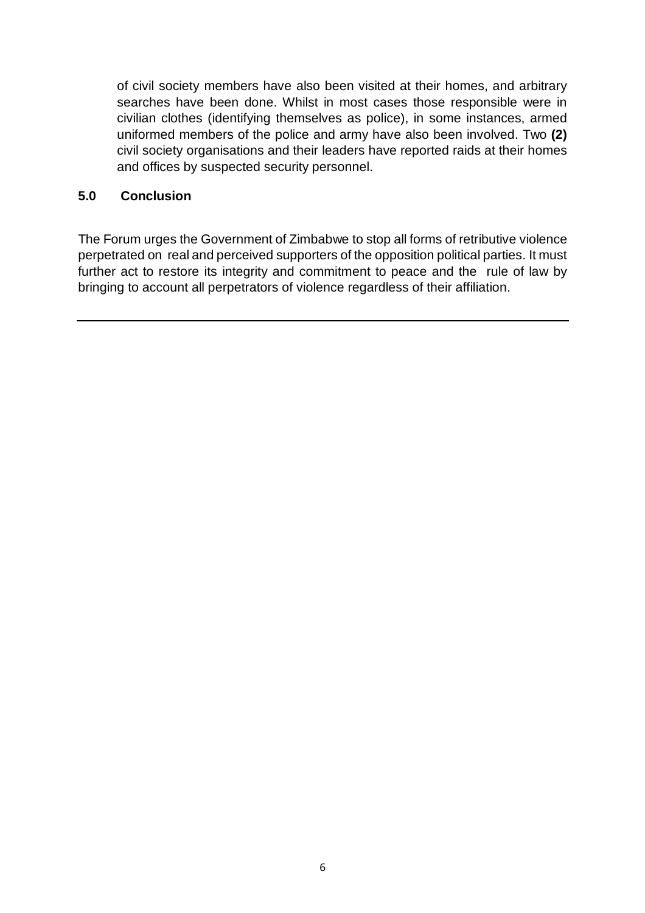of civil society members have also been visited at their homes, and arbitrary searches have been done. Whilst in most cases those responsible were in civilian clothes (identifying themselves as police), in some instances, armed uniformed members of the police and army have also been involved. Two **(2)** civil society organisations and their leaders have reported raids at their homes and offices by suspected security personnel.

## 5.0 Conclusion

The Forum urges the Government of Zimbabwe to stop all forms of retributive violence perpetrated on real and perceived supporters of the opposition political parties. It must further act to restore its integrity and commitment to peace and the rule of law by bringing to account all perpetrators of violence regardless of their affiliation.

---